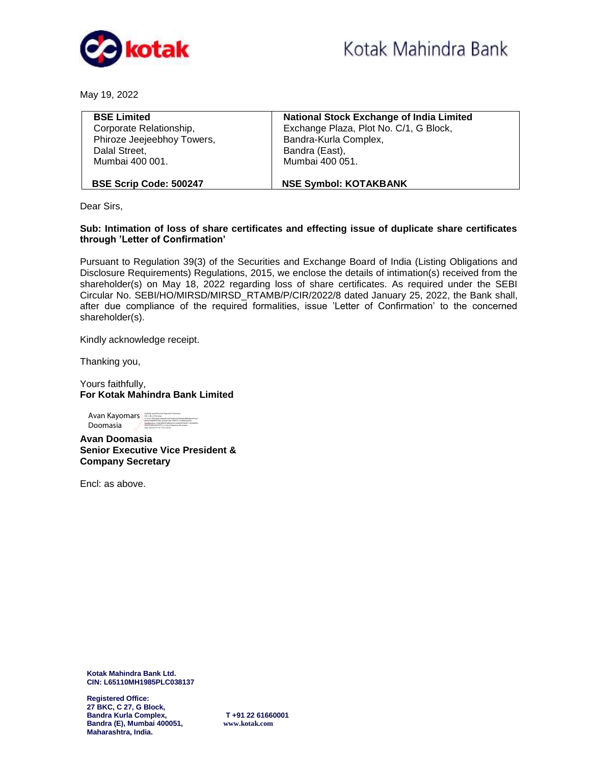Kotak Mahindra Bank

May 19, 2022

| BSE Limited<br>Corporate Relationship,<br>Phiroze Jeejeebhoy Towers,<br>Dalal Street,<br>Mumbai 400 001. | National Stock Exchange of India Limited<br>Exchange Plaza, Plot No. C/1, G Block,<br>Bandra-Kurla Complex,<br>Bandra (East),<br>Mumbai 400 051. |
|---|---|
| **BSE Scrip Code: 500247** | **NSE Symbol: KOTAKBANK** |

Dear Sirs,

**Sub: Intimation of loss of share certificates and effecting issue of duplicate share certificates through 'Letter of Confirmation'**

Pursuant to Regulation 39(3) of the Securities and Exchange Board of India (Listing Obligations and Disclosure Requirements) Regulations, 2015, we enclose the details of intimation(s) received from the shareholder(s) on May 18, 2022 regarding loss of share certificates. As required under the SEBI Circular No. SEBI/HO/MIRSD/MIRSD_RTAMB/P/CIR/2022/8 dated January 25, 2022, the Bank shall, after due compliance of the required formalities, issue 'Letter of Confirmation' to the concerned shareholder(s).

Kindly acknowledge receipt.

Thanking you,

Yours faithfully,
**For Kotak Mahindra Bank Limited**

Avan Kayomars Doomasia

**Avan Doomasia**
**Senior Executive Vice President &**
**Company Secretary**

Encl: as above.

**Kotak Mahindra Bank Ltd.**
**CIN: L65110MH1985PLC038137**

**Registered Office:**
**27 BKC, C 27, G Block,**
**Bandra Kurla Complex,**
**Bandra (E), Mumbai 400051,**
**Maharashtra, India.**

**T +91 22 61660001**
**www.kotak.com**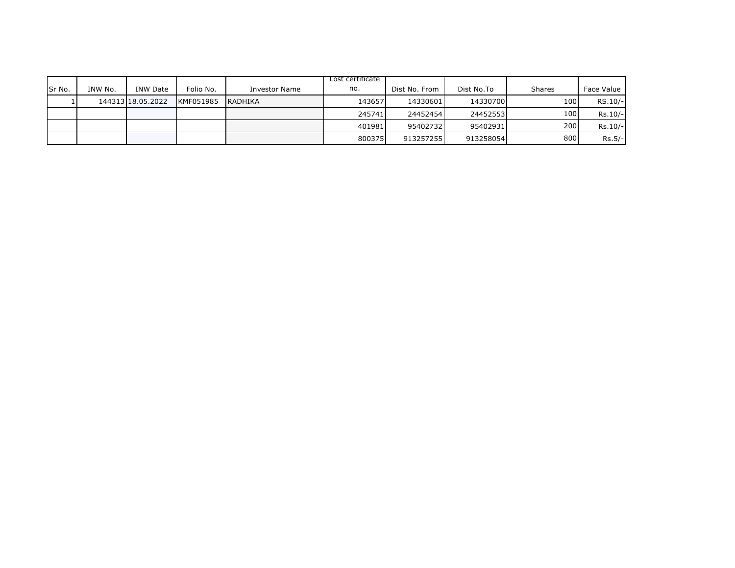| Sr No. | INW No. | INW Date | Folio No. | Investor Name | Lost certificate no. | Dist No. From | Dist No.To | Shares | Face Value |
|---|---|---|---|---|---|---|---|---|---|
| 1 | 144313 | 18.05.2022 | KMF051985 | RADHIKA | 143657 | 14330601 | 14330700 | 100 | RS.10/- |
| | | | | | 245741 | 24452454 | 24452553 | 100 | Rs.10/- |
| | | | | | 401981 | 95402732 | 95402931 | 200 | Rs.10/- |
| | | | | | 800375 | 913257255 | 913258054 | 800 | Rs.5/- |